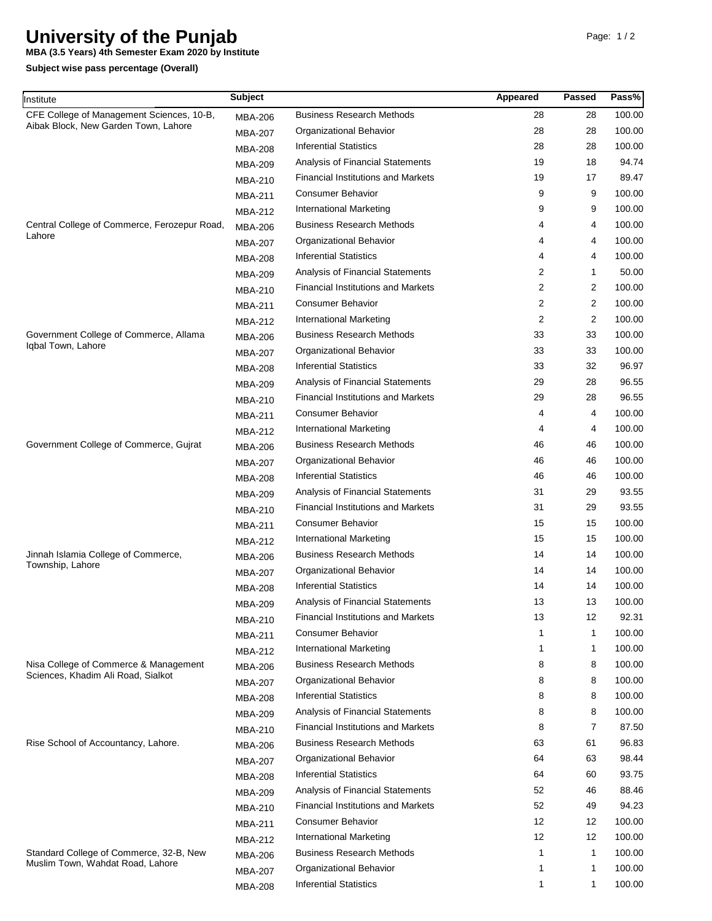# University of the Punjab

**MBA (3.5 Years) 4th Semester Exam 2020 by Institute**

**Subject wise pass percentage (Overall)**

| Institute | Subject | | Appeared | Passed | Pass% |
|---|---|---|---|---|---|
| CFE College of Management Sciences, 10-B, Aibak Block, New Garden Town, Lahore | MBA-206 | Business Research Methods | 28 | 28 | 100.00 |
| | MBA-207 | Organizational Behavior | 28 | 28 | 100.00 |
| | MBA-208 | Inferential Statistics | 28 | 28 | 100.00 |
| | MBA-209 | Analysis of Financial Statements | 19 | 18 | 94.74 |
| | MBA-210 | Financial Institutions and Markets | 19 | 17 | 89.47 |
| | MBA-211 | Consumer Behavior | 9 | 9 | 100.00 |
| | MBA-212 | International Marketing | 9 | 9 | 100.00 |
| Central College of Commerce, Ferozepur Road, Lahore | MBA-206 | Business Research Methods | 4 | 4 | 100.00 |
| | MBA-207 | Organizational Behavior | 4 | 4 | 100.00 |
| | MBA-208 | Inferential Statistics | 4 | 4 | 100.00 |
| | MBA-209 | Analysis of Financial Statements | 2 | 1 | 50.00 |
| | MBA-210 | Financial Institutions and Markets | 2 | 2 | 100.00 |
| | MBA-211 | Consumer Behavior | 2 | 2 | 100.00 |
| | MBA-212 | International Marketing | 2 | 2 | 100.00 |
| Government College of Commerce, Allama Iqbal Town, Lahore | MBA-206 | Business Research Methods | 33 | 33 | 100.00 |
| | MBA-207 | Organizational Behavior | 33 | 33 | 100.00 |
| | MBA-208 | Inferential Statistics | 33 | 32 | 96.97 |
| | MBA-209 | Analysis of Financial Statements | 29 | 28 | 96.55 |
| | MBA-210 | Financial Institutions and Markets | 29 | 28 | 96.55 |
| | MBA-211 | Consumer Behavior | 4 | 4 | 100.00 |
| | MBA-212 | International Marketing | 4 | 4 | 100.00 |
| Government College of Commerce, Gujrat | MBA-206 | Business Research Methods | 46 | 46 | 100.00 |
| | MBA-207 | Organizational Behavior | 46 | 46 | 100.00 |
| | MBA-208 | Inferential Statistics | 46 | 46 | 100.00 |
| | MBA-209 | Analysis of Financial Statements | 31 | 29 | 93.55 |
| | MBA-210 | Financial Institutions and Markets | 31 | 29 | 93.55 |
| | MBA-211 | Consumer Behavior | 15 | 15 | 100.00 |
| | MBA-212 | International Marketing | 15 | 15 | 100.00 |
| Jinnah Islamia College of Commerce, Township, Lahore | MBA-206 | Business Research Methods | 14 | 14 | 100.00 |
| | MBA-207 | Organizational Behavior | 14 | 14 | 100.00 |
| | MBA-208 | Inferential Statistics | 14 | 14 | 100.00 |
| | MBA-209 | Analysis of Financial Statements | 13 | 13 | 100.00 |
| | MBA-210 | Financial Institutions and Markets | 13 | 12 | 92.31 |
| | MBA-211 | Consumer Behavior | 1 | 1 | 100.00 |
| | MBA-212 | International Marketing | 1 | 1 | 100.00 |
| Nisa College of Commerce & Management Sciences, Khadim Ali Road, Sialkot | MBA-206 | Business Research Methods | 8 | 8 | 100.00 |
| | MBA-207 | Organizational Behavior | 8 | 8 | 100.00 |
| | MBA-208 | Inferential Statistics | 8 | 8 | 100.00 |
| | MBA-209 | Analysis of Financial Statements | 8 | 8 | 100.00 |
| | MBA-210 | Financial Institutions and Markets | 8 | 7 | 87.50 |
| Rise School of Accountancy, Lahore. | MBA-206 | Business Research Methods | 63 | 61 | 96.83 |
| | MBA-207 | Organizational Behavior | 64 | 63 | 98.44 |
| | MBA-208 | Inferential Statistics | 64 | 60 | 93.75 |
| | MBA-209 | Analysis of Financial Statements | 52 | 46 | 88.46 |
| | MBA-210 | Financial Institutions and Markets | 52 | 49 | 94.23 |
| | MBA-211 | Consumer Behavior | 12 | 12 | 100.00 |
| | MBA-212 | International Marketing | 12 | 12 | 100.00 |
| Standard College of Commerce, 32-B, New Muslim Town, Wahdat Road, Lahore | MBA-206 | Business Research Methods | 1 | 1 | 100.00 |
| | MBA-207 | Organizational Behavior | 1 | 1 | 100.00 |
| | MBA-208 | Inferential Statistics | 1 | 1 | 100.00 |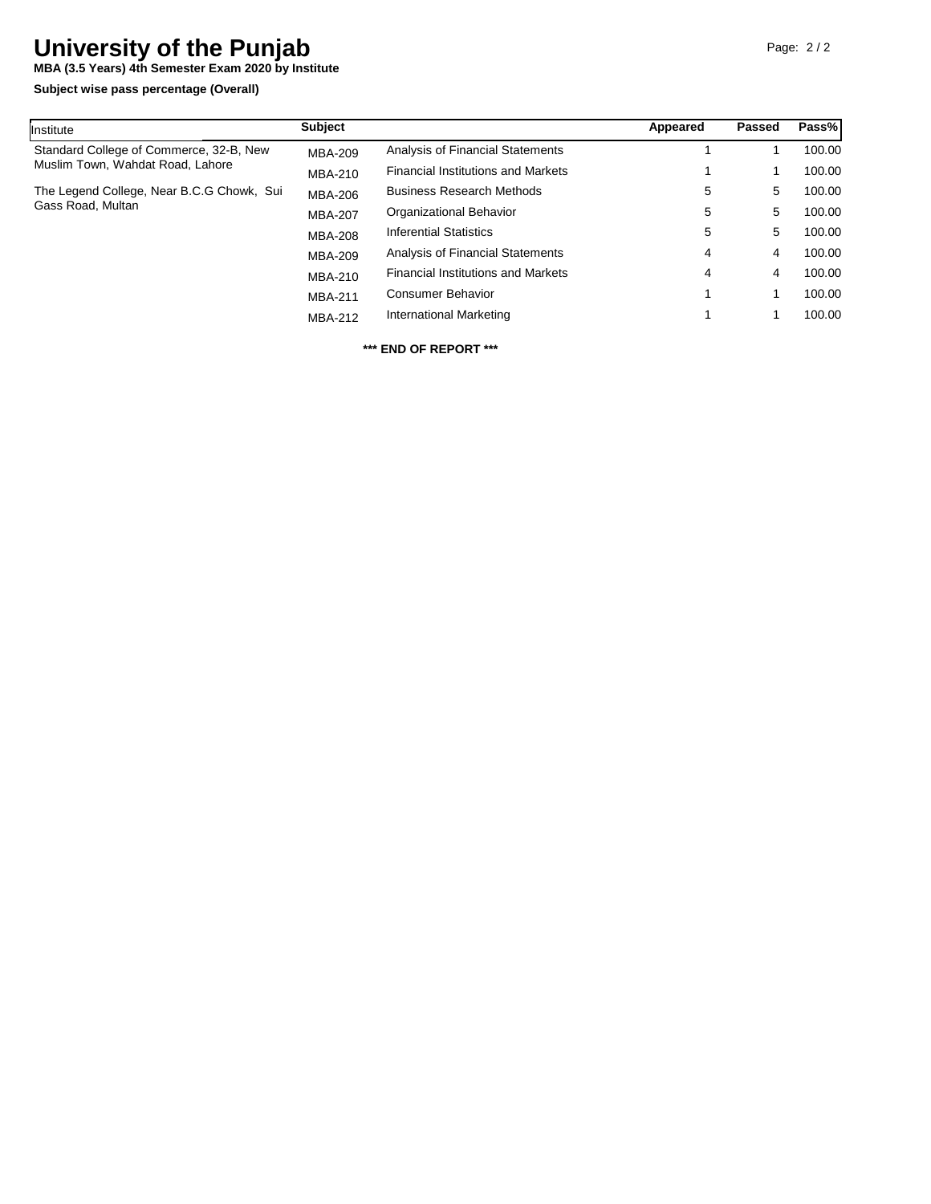# University of the Punjab

**MBA (3.5 Years) 4th Semester Exam 2020 by Institute**

**Subject wise pass percentage (Overall)**

| Institute | Subject | | Appeared | Passed | Pass% |
|---|---|---|---|---|---|
| Standard College of Commerce, 32-B, New Muslim Town, Wahdat Road, Lahore | MBA-209 | Analysis of Financial Statements | 1 | 1 | 100.00 |
| | MBA-210 | Financial Institutions and Markets | 1 | 1 | 100.00 |
| The Legend College, Near B.C.G Chowk, Sui Gass Road, Multan | MBA-206 | Business Research Methods | 5 | 5 | 100.00 |
| | MBA-207 | Organizational Behavior | 5 | 5 | 100.00 |
| | MBA-208 | Inferential Statistics | 5 | 5 | 100.00 |
| | MBA-209 | Analysis of Financial Statements | 4 | 4 | 100.00 |
| | MBA-210 | Financial Institutions and Markets | 4 | 4 | 100.00 |
| | MBA-211 | Consumer Behavior | 1 | 1 | 100.00 |
| | MBA-212 | International Marketing | 1 | 1 | 100.00 |

**\*\*\* END OF REPORT \*\*\***